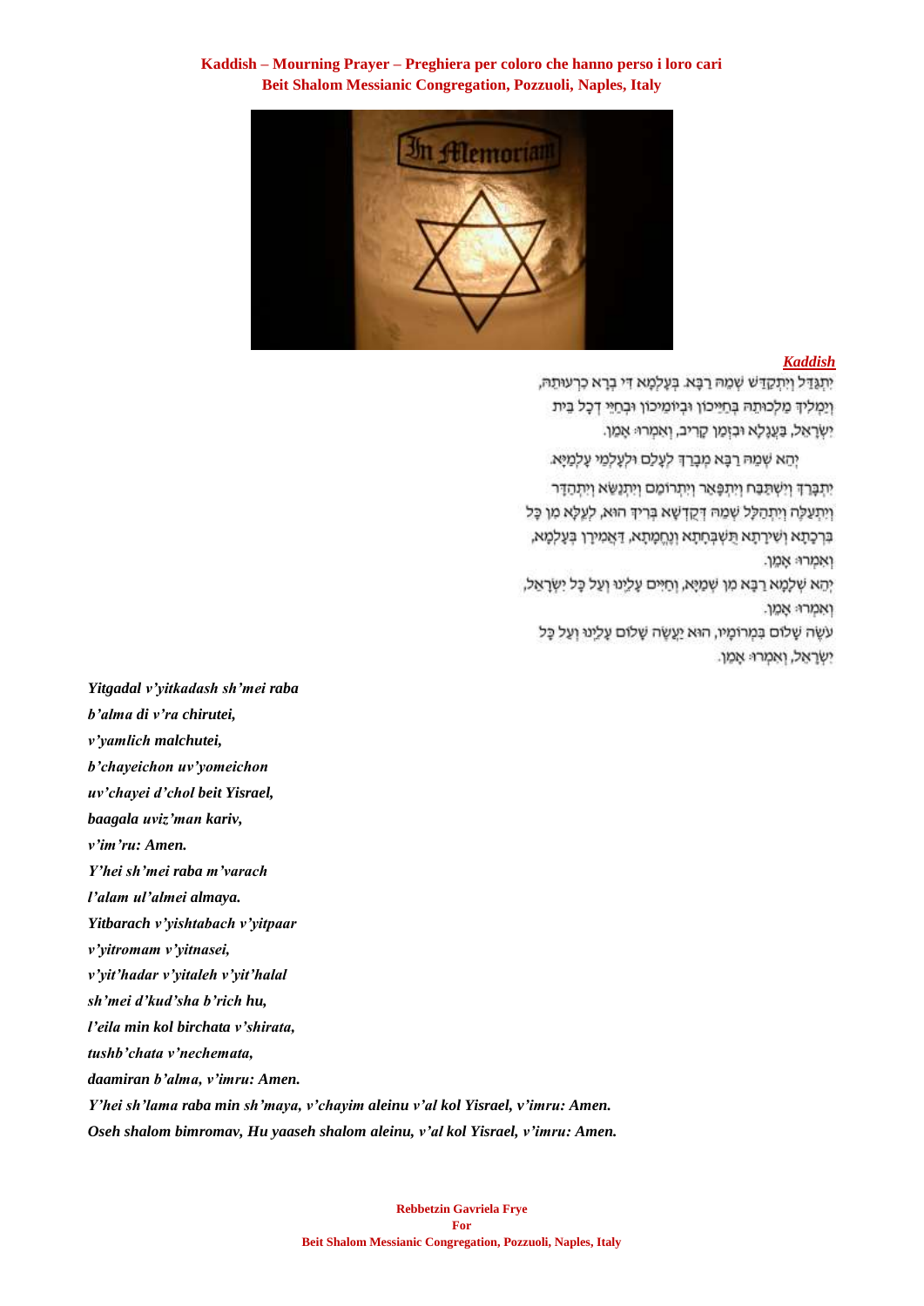**Kaddish – Mourning Prayer – Preghiera per coloro che hanno perso i loro cari**
**Beit Shalom Messianic Congregation, Pozzuoli, Naples, Italy**

***Kaddish***

יִתְגַּדַּל וְיִתְקַדַּשׁ שְׁמֵהּ רַבָּא. בְּעָלְמָא דִּי בְרָא כִרְעוּתֵהּ,
וְיַמְלִיךְ מַלְכוּתֵהּ בְּחַיֵּיכוֹן וּבְיוֹמֵיכוֹן וּבְחַיֵּי דְכָל בֵּית
יִשְׂרָאֵל, בַּעֲגָלָא וּבִזְמַן קָרִיב, וְאִמְרוּ: אָמֵן.

יְהֵא שְׁמֵהּ רַבָּא מְבָרַךְ לְעָלַם וּלְעָלְמֵי עָלְמַיָּא.

יִתְבָּרַךְ וְיִשְׁתַּבַּח וְיִתְפָּאַר וְיִתְרוֹמַם וְיִתְנַשֵּׂא וְיִתְהַדָּר
וְיִתְעַלֶּה וְיִתְהַלָּל שְׁמֵהּ דְּקֻדְשָׁא בְּרִיךְ הוּא, לְעֵלָּא מִן כָּל
בִּרְכָתָא וְשִׁירָתָא תֻּשְׁבְּחָתָא וְנֶחֱמָתָא, דַּאֲמִירָן בְּעָלְמָא,
וְאִמְרוּ: אָמֵן.
יְהֵא שְׁלָמָא רַבָּא מִן שְׁמַיָּא, וְחַיִּים עָלֵינוּ וְעַל כָּל יִשְׂרָאֵל,
וְאִמְרוּ: אָמֵן.
עֹשֶׂה שָׁלוֹם בִּמְרוֹמָיו, הוּא יַעֲשֶׂה שָׁלוֹם עָלֵינוּ וְעַל כָּל
יִשְׂרָאֵל, וְאִמְרוּ: אָמֵן.

***Yitgadal v'yitkadash sh'mei raba***
***b'alma di v'ra chirutei,***
***v'yamlich malchutei,***
***b'chayeichon uv'yomeichon***
***uv'chayei d'chol beit Yisrael,***
***baagala uviz'man kariv,***
***v'im'ru: Amen.***
***Y'hei sh'mei raba m'varach***
***l'alam ul'almei almaya.***
***Yitbarach v'yishtabach v'yitpaar***
***v'yitromam v'yitnasei,***
***v'yit'hadar v'yitaleh v'yit'halal***
***sh'mei d'kud'sha b'rich hu,***
***l'eila min kol birchata v'shirata,***
***tushb'chata v'nechemata,***
***daamiran b'alma, v'imru: Amen.***
***Y'hei sh'lama raba min sh'maya, v'chayim aleinu v'al kol Yisrael, v'imru: Amen.***
***Oseh shalom bimromav, Hu yaaseh shalom aleinu, v'al kol Yisrael, v'imru: Amen.***

**Rebbetzin Gavriela Frye**
**For**
**Beit Shalom Messianic Congregation, Pozzuoli, Naples, Italy**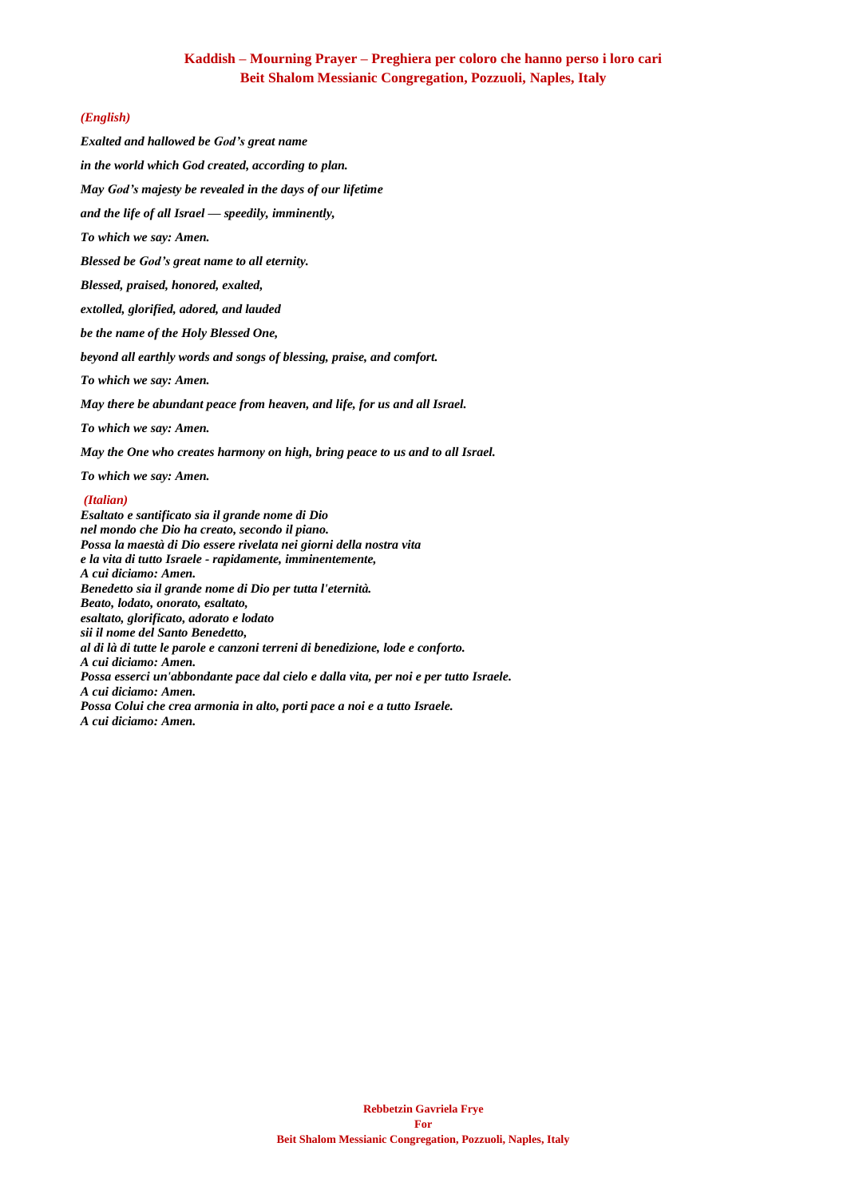## Kaddish – Mourning Prayer – Preghiera per coloro che hanno perso i loro cari
## Beit Shalom Messianic Congregation, Pozzuoli, Naples, Italy

*(English)*

***Exalted and hallowed be God's great name***

***in the world which God created, according to plan.***

***May God's majesty be revealed in the days of our lifetime***

***and the life of all Israel — speedily, imminently,***

***To which we say: Amen.***

***Blessed be God's great name to all eternity.***

***Blessed, praised, honored, exalted,***

***extolled, glorified, adored, and lauded***

***be the name of the Holy Blessed One,***

***beyond all earthly words and songs of blessing, praise, and comfort.***

***To which we say: Amen.***

***May there be abundant peace from heaven, and life, for us and all Israel.***

***To which we say: Amen.***

***May the One who creates harmony on high, bring peace to us and to all Israel.***

***To which we say: Amen.***

*(Italian)*

***Esaltato e santificato sia il grande nome di Dio***
***nel mondo che Dio ha creato, secondo il piano.***
***Possa la maestà di Dio essere rivelata nei giorni della nostra vita***
***e la vita di tutto Israele - rapidamente, imminentemente,***
***A cui diciamo: Amen.***
***Benedetto sia il grande nome di Dio per tutta l'eternità.***
***Beato, lodato, onorato, esaltato,***
***esaltato, glorificato, adorato e lodato***
***sii il nome del Santo Benedetto,***
***al di là di tutte le parole e canzoni terreni di benedizione, lode e conforto.***
***A cui diciamo: Amen.***
***Possa esserci un'abbondante pace dal cielo e dalla vita, per noi e per tutto Israele.***
***A cui diciamo: Amen.***
***Possa Colui che crea armonia in alto, porti pace a noi e a tutto Israele.***
***A cui diciamo: Amen.***

**Rebbetzin Gavriela Frye**
**For**
**Beit Shalom Messianic Congregation, Pozzuoli, Naples, Italy**